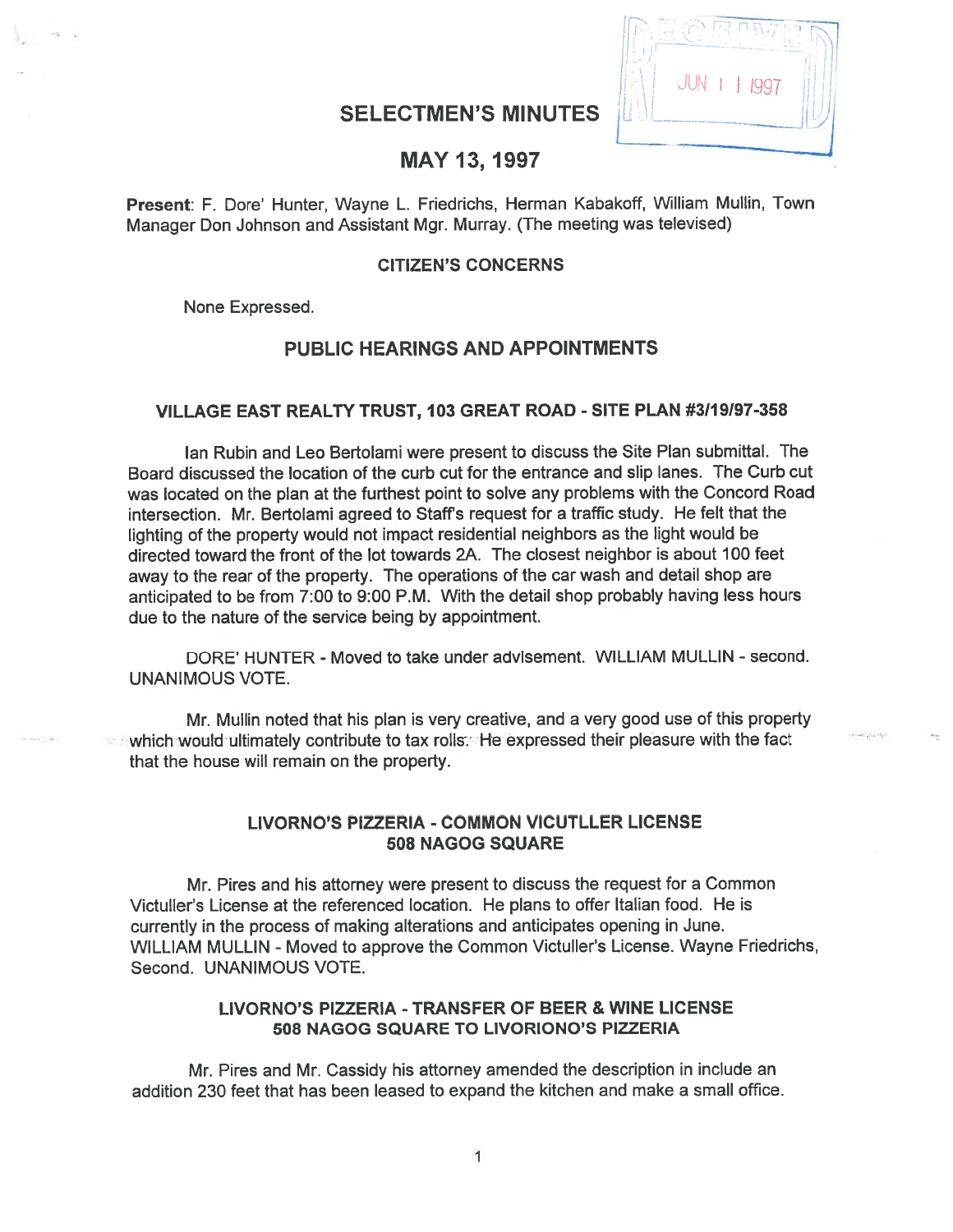# SELECTMEN'S MINUTES

JUN 11 1997

## MAY 13, 1997

**Present**: F. Dore' Hunter, Wayne L. Friedrichs, Herman Kabakoff, William Mullin, Town Manager Don Johnson and Assistant Mgr. Murray. (The meeting was televised)

### CITIZEN'S CONCERNS

None Expressed.

## PUBLIC HEARINGS AND APPOINTMENTS

### VILLAGE EAST REALTY TRUST, 103 GREAT ROAD - SITE PLAN #3/19/97-358

Ian Rubin and Leo Bertolami were present to discuss the Site Plan submittal. The Board discussed the location of the curb cut for the entrance and slip lanes. The Curb cut was located on the plan at the furthest point to solve any problems with the Concord Road intersection. Mr. Bertolami agreed to Staff's request for a traffic study. He felt that the lighting of the property would not impact residential neighbors as the light would be directed toward the front of the lot towards 2A. The closest neighbor is about 100 feet away to the rear of the property. The operations of the car wash and detail shop are anticipated to be from 7:00 to 9:00 P.M. With the detail shop probably having less hours due to the nature of the service being by appointment.

DORE' HUNTER - Moved to take under advisement. WILLIAM MULLIN - second. UNANIMOUS VOTE.

Mr. Mullin noted that his plan is very creative, and a very good use of this property which would ultimately contribute to tax rolls. He expressed their pleasure with the fact that the house will remain on the property.

### LIVORNO'S PIZZERIA - COMMON VICUTLLER LICENSE
### 508 NAGOG SQUARE

Mr. Pires and his attorney were present to discuss the request for a Common Victuller's License at the referenced location. He plans to offer Italian food. He is currently in the process of making alterations and anticipates opening in June. WILLIAM MULLIN - Moved to approve the Common Victuller's License. Wayne Friedrichs, Second. UNANIMOUS VOTE.

### LIVORNO'S PIZZERIA - TRANSFER OF BEER & WINE LICENSE
### 508 NAGOG SQUARE TO LIVORIONO'S PIZZERIA

Mr. Pires and Mr. Cassidy his attorney amended the description in include an addition 230 feet that has been leased to expand the kitchen and make a small office.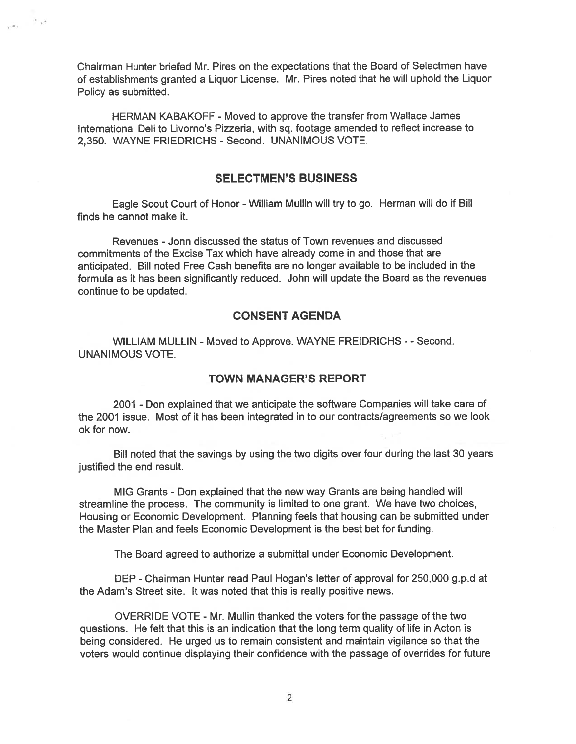Chairman Hunter briefed Mr. Pires on the expectations that the Board of Selectmen have of establishments granted a Liquor License. Mr. Pires noted that he will uphold the Liquor Policy as submitted.

HERMAN KABAKOFF - Moved to approve the transfer from Wallace James International Deli to Livorno's Pizzeria, with sq. footage amended to reflect increase to 2,350. WAYNE FRIEDRICHS - Second. UNANIMOUS VOTE.

## SELECTMEN'S BUSINESS

Eagle Scout Court of Honor - William Mullin will try to go. Herman will do if Bill finds he cannot make it.

Revenues - Jonn discussed the status of Town revenues and discussed commitments of the Excise Tax which have already come in and those that are anticipated. Bill noted Free Cash benefits are no longer available to be included in the formula as it has been significantly reduced. John will update the Board as the revenues continue to be updated.

## CONSENT AGENDA

WILLIAM MULLIN - Moved to Approve. WAYNE FREIDRICHS - - Second. UNANIMOUS VOTE.

## TOWN MANAGER'S REPORT

2001 - Don explained that we anticipate the software Companies will take care of the 2001 issue. Most of it has been integrated in to our contracts/agreements so we look ok for now.

Bill noted that the savings by using the two digits over four during the last 30 years justified the end result.

MIG Grants - Don explained that the new way Grants are being handled will streamline the process. The community is limited to one grant. We have two choices, Housing or Economic Development. Planning feels that housing can be submitted under the Master Plan and feels Economic Development is the best bet for funding.

The Board agreed to authorize a submittal under Economic Development.

DEP - Chairman Hunter read Paul Hogan's letter of approval for 250,000 g.p.d at the Adam's Street site. It was noted that this is really positive news.

OVERRIDE VOTE - Mr. Mullin thanked the voters for the passage of the two questions. He felt that this is an indication that the long term quality of life in Acton is being considered. He urged us to remain consistent and maintain vigilance so that the voters would continue displaying their confidence with the passage of overrides for future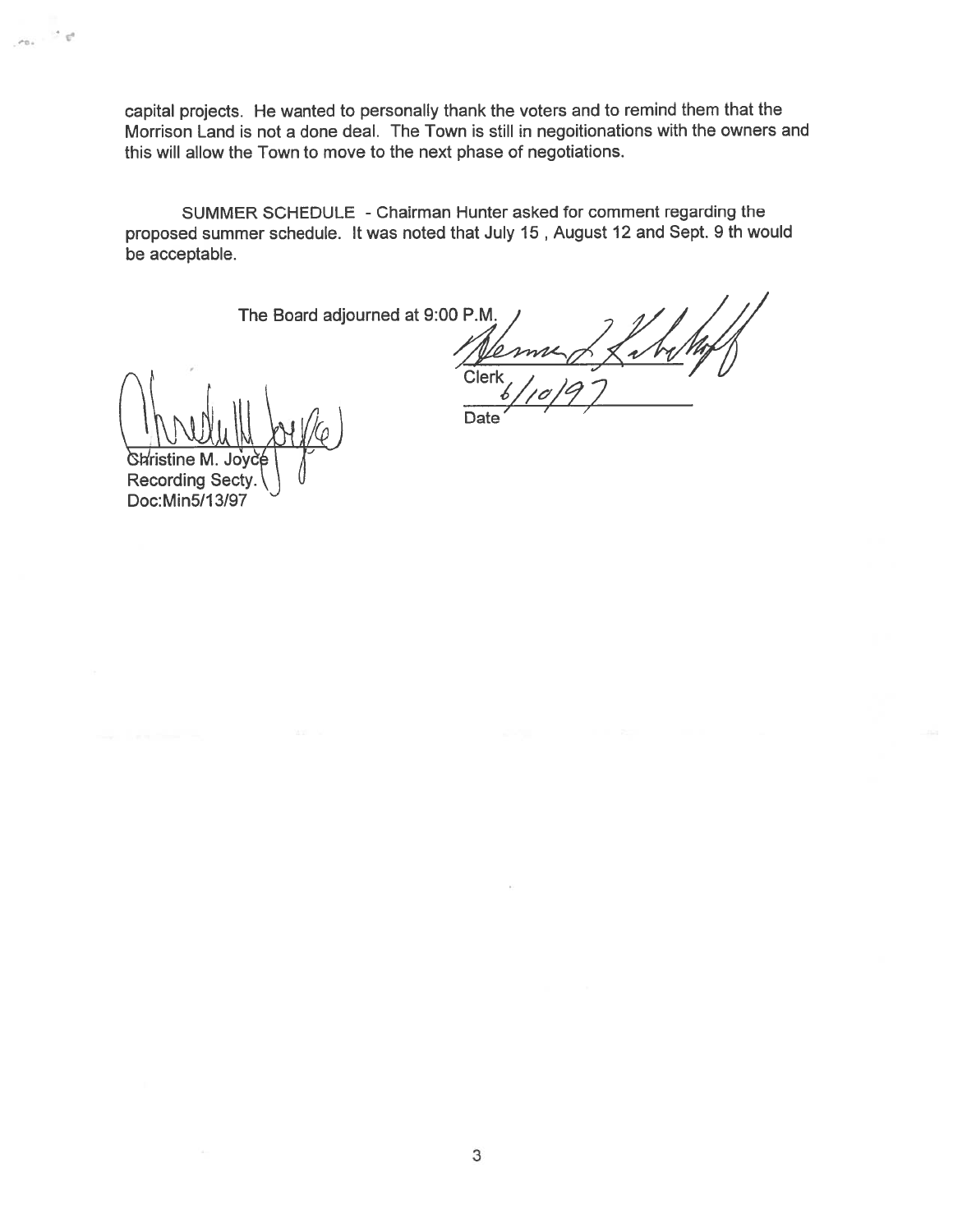capital projects. He wanted to personally thank the voters and to remind them that the Morrison Land is not a done deal. The Town is still in negoitionations with the owners and this will allow the Town to move to the next phase of negotiations.

SUMMER SCHEDULE - Chairman Hunter asked for comment regarding the proposed summer schedule. It was noted that July 15 , August 12 and Sept. 9 th would be acceptable.

The Board adjourned at 9:00 P.M.

Clerk

6/10/97

Date

Christine M. Joyce
Recording Secty.
Doc:Min5/13/97